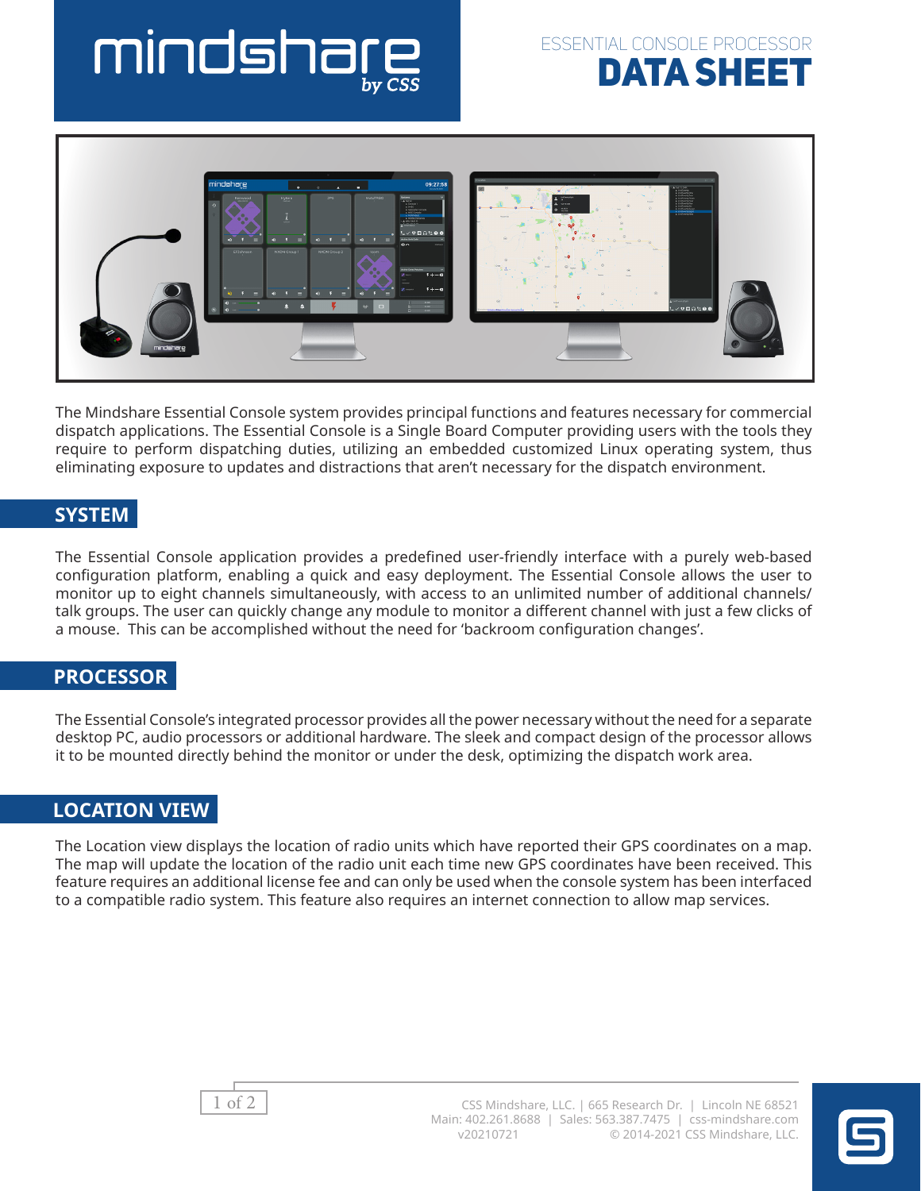# mindshare by CSS

ESSENTIAL CONSOLE PROCESSOR

# DATA SHEET

The Mindshare Essential Console system provides principal functions and features necessary for commercial dispatch applications. The Essential Console is a Single Board Computer providing users with the tools they require to perform dispatching duties, utilizing an embedded customized Linux operating system, thus eliminating exposure to updates and distractions that aren't necessary for the dispatch environment.

## SYSTEM

The Essential Console application provides a predefined user-friendly interface with a purely web-based configuration platform, enabling a quick and easy deployment. The Essential Console allows the user to monitor up to eight channels simultaneously, with access to an unlimited number of additional channels/ talk groups. The user can quickly change any module to monitor a different channel with just a few clicks of a mouse. This can be accomplished without the need for 'backroom configuration changes'.

## PROCESSOR

The Essential Console's integrated processor provides all the power necessary without the need for a separate desktop PC, audio processors or additional hardware. The sleek and compact design of the processor allows it to be mounted directly behind the monitor or under the desk, optimizing the dispatch work area.

## LOCATION VIEW

The Location view displays the location of radio units which have reported their GPS coordinates on a map. The map will update the location of the radio unit each time new GPS coordinates have been received. This feature requires an additional license fee and can only be used when the console system has been interfaced to a compatible radio system. This feature also requires an internet connection to allow map services.

CSS Mindshare, LLC. | 665 Research Dr. | Lincoln NE 68521
Main: 402.261.8688 | Sales: 563.387.7475 | css-mindshare.com
v20210721 © 2014-2021 CSS Mindshare, LLC.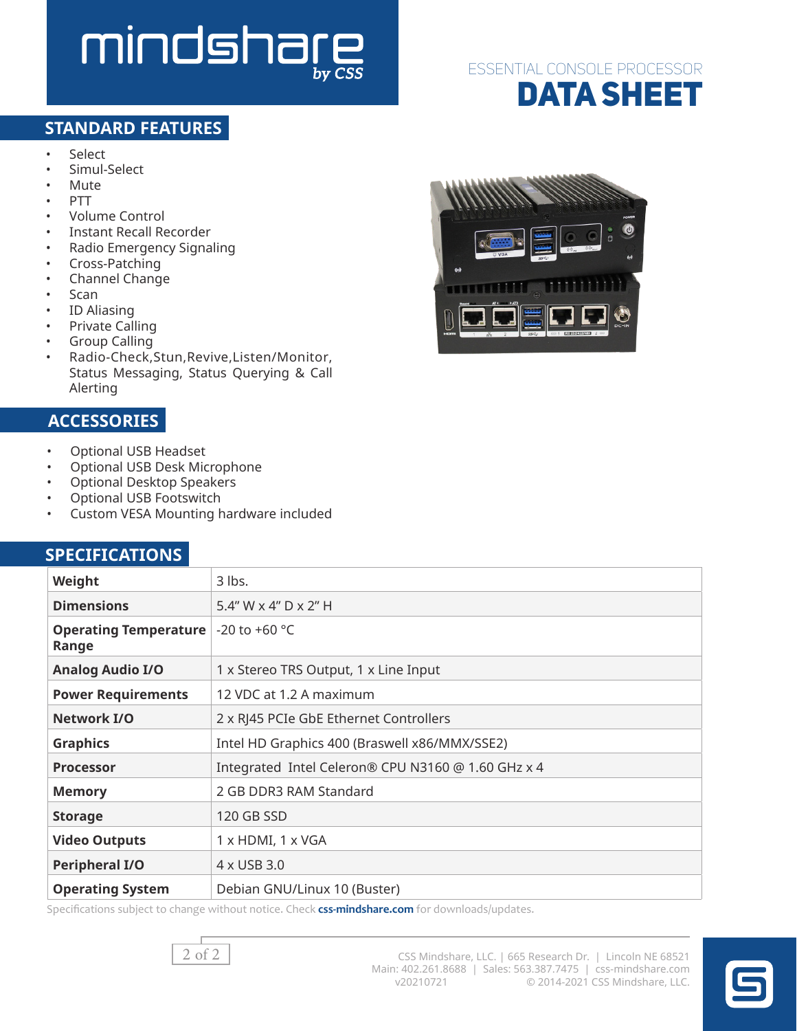mindshare by CSS

ESSENTIAL CONSOLE PROCESSOR

# DATA SHEET

## STANDARD FEATURES

- Select
- Simul-Select
- Mute
- PTT
- Volume Control
- Instant Recall Recorder
- Radio Emergency Signaling
- Cross-Patching
- Channel Change
- Scan
- ID Aliasing
- Private Calling
- Group Calling
- Radio-Check,Stun,Revive,Listen/Monitor, Status Messaging, Status Querying & Call Alerting

## ACCESSORIES

- Optional USB Headset
- Optional USB Desk Microphone
- Optional Desktop Speakers
- Optional USB Footswitch
- Custom VESA Mounting hardware included

## SPECIFICATIONS

| | |
|---|---|
| **Weight** | 3 lbs. |
| **Dimensions** | 5.4" W x 4" D x 2" H |
| **Operating Temperature Range** | -20 to +60 °C |
| **Analog Audio I/O** | 1 x Stereo TRS Output, 1 x Line Input |
| **Power Requirements** | 12 VDC at 1.2 A maximum |
| **Network I/O** | 2 x RJ45 PCIe GbE Ethernet Controllers |
| **Graphics** | Intel HD Graphics 400 (Braswell x86/MMX/SSE2) |
| **Processor** | Integrated Intel Celeron® CPU N3160 @ 1.60 GHz x 4 |
| **Memory** | 2 GB DDR3 RAM Standard |
| **Storage** | 120 GB SSD |
| **Video Outputs** | 1 x HDMI, 1 x VGA |
| **Peripheral I/O** | 4 x USB 3.0 |
| **Operating System** | Debian GNU/Linux 10 (Buster) |

Specifications subject to change without notice. Check **css-mindshare.com** for downloads/updates.

CSS Mindshare, LLC. | 665 Research Dr. | Lincoln NE 68521
Main: 402.261.8688 | Sales: 563.387.7475 | css-mindshare.com
v20210721 © 2014-2021 CSS Mindshare, LLC.